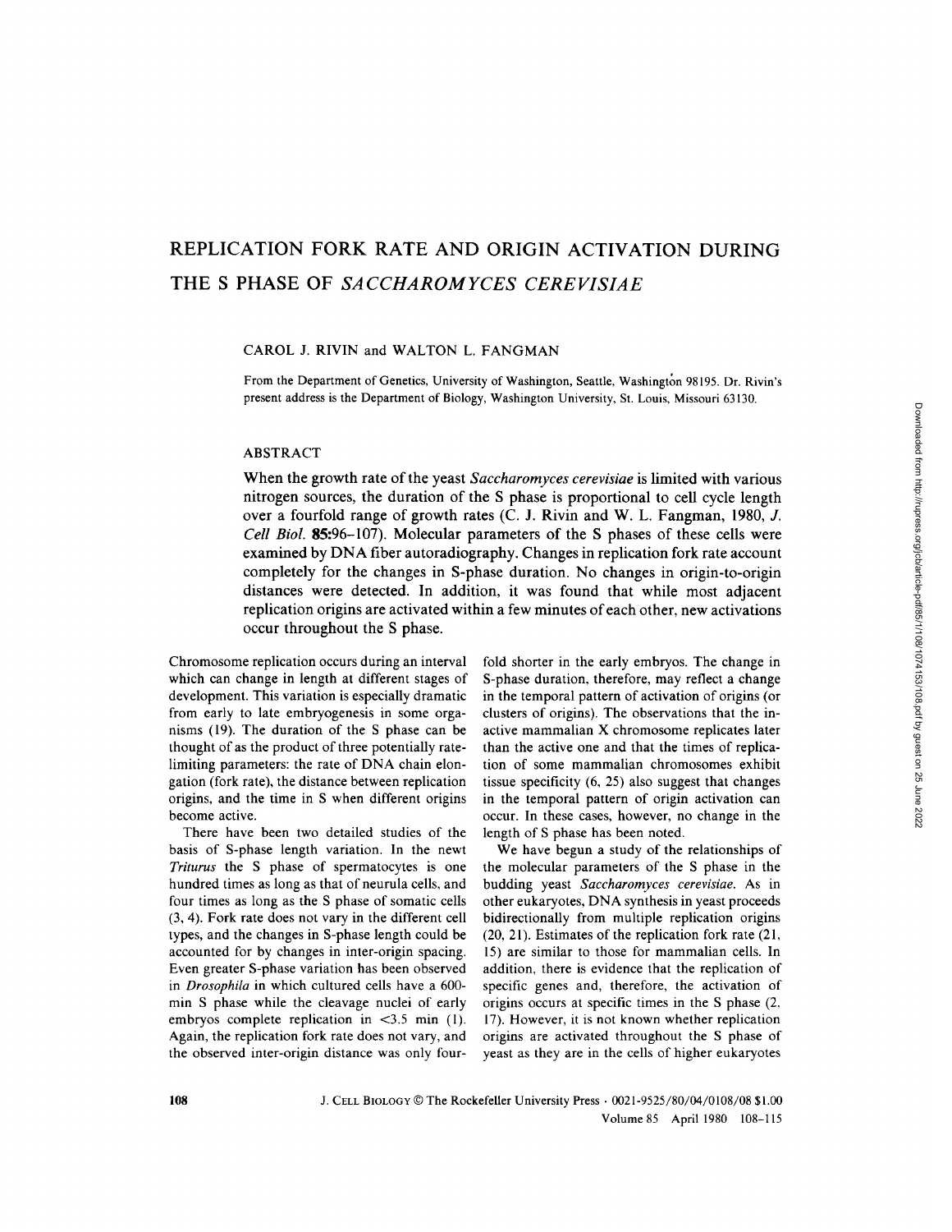# REPLICATION FORK RATE AND ORIGIN ACTIVATION DURING THE S PHASE OF *SACCHAROMYCES CEREVISIAE*

CAROL J. RIVIN and WALTON L. FANGMAN

From the Department of Genetics, University of Washington, Seattle, Washington 98195. Dr. Rivin's present address is the Department of Biology, Washington University, St. Louis, Missouri 63130.

## ABSTRACT

When the growth rate of the yeast *Saccharomyces cerevisiae* is limited with various nitrogen sources, the duration of the S phase is proportional to cell cycle length over a fourfold range of growth rates (C. J. Rivin and W. L. Fangman, 1980, *J. Cell Biol.* **85**:96–107). Molecular parameters of the S phases of these cells were examined by DNA fiber autoradiography. Changes in replication fork rate account completely for the changes in S-phase duration. No changes in origin-to-origin distances were detected. In addition, it was found that while most adjacent replication origins are activated within a few minutes of each other, new activations occur throughout the S phase.

Chromosome replication occurs during an interval which can change in length at different stages of development. This variation is especially dramatic from early to late embryogenesis in some organisms (19). The duration of the S phase can be thought of as the product of three potentially rate-limiting parameters: the rate of DNA chain elongation (fork rate), the distance between replication origins, and the time in S when different origins become active.

There have been two detailed studies of the basis of S-phase length variation. In the newt *Triturus* the S phase of spermatocytes is one hundred times as long as that of neurula cells, and four times as long as the S phase of somatic cells (3, 4). Fork rate does not vary in the different cell types, and the changes in S-phase length could be accounted for by changes in inter-origin spacing. Even greater S-phase variation has been observed in *Drosophila* in which cultured cells have a 600-min S phase while the cleavage nuclei of early embryos complete replication in <3.5 min (1). Again, the replication fork rate does not vary, and the observed inter-origin distance was only fourfold shorter in the early embryos. The change in S-phase duration, therefore, may reflect a change in the temporal pattern of activation of origins (or clusters of origins). The observations that the inactive mammalian X chromosome replicates later than the active one and that the times of replication of some mammalian chromosomes exhibit tissue specificity (6, 25) also suggest that changes in the temporal pattern of origin activation can occur. In these cases, however, no change in the length of S phase has been noted.

We have begun a study of the relationships of the molecular parameters of the S phase in the budding yeast *Saccharomyces cerevisiae*. As in other eukaryotes, DNA synthesis in yeast proceeds bidirectionally from multiple replication origins (20, 21). Estimates of the replication fork rate (21, 15) are similar to those for mammalian cells. In addition, there is evidence that the replication of specific genes and, therefore, the activation of origins occurs at specific times in the S phase (2, 17). However, it is not known whether replication origins are activated throughout the S phase of yeast as they are in the cells of higher eukaryotes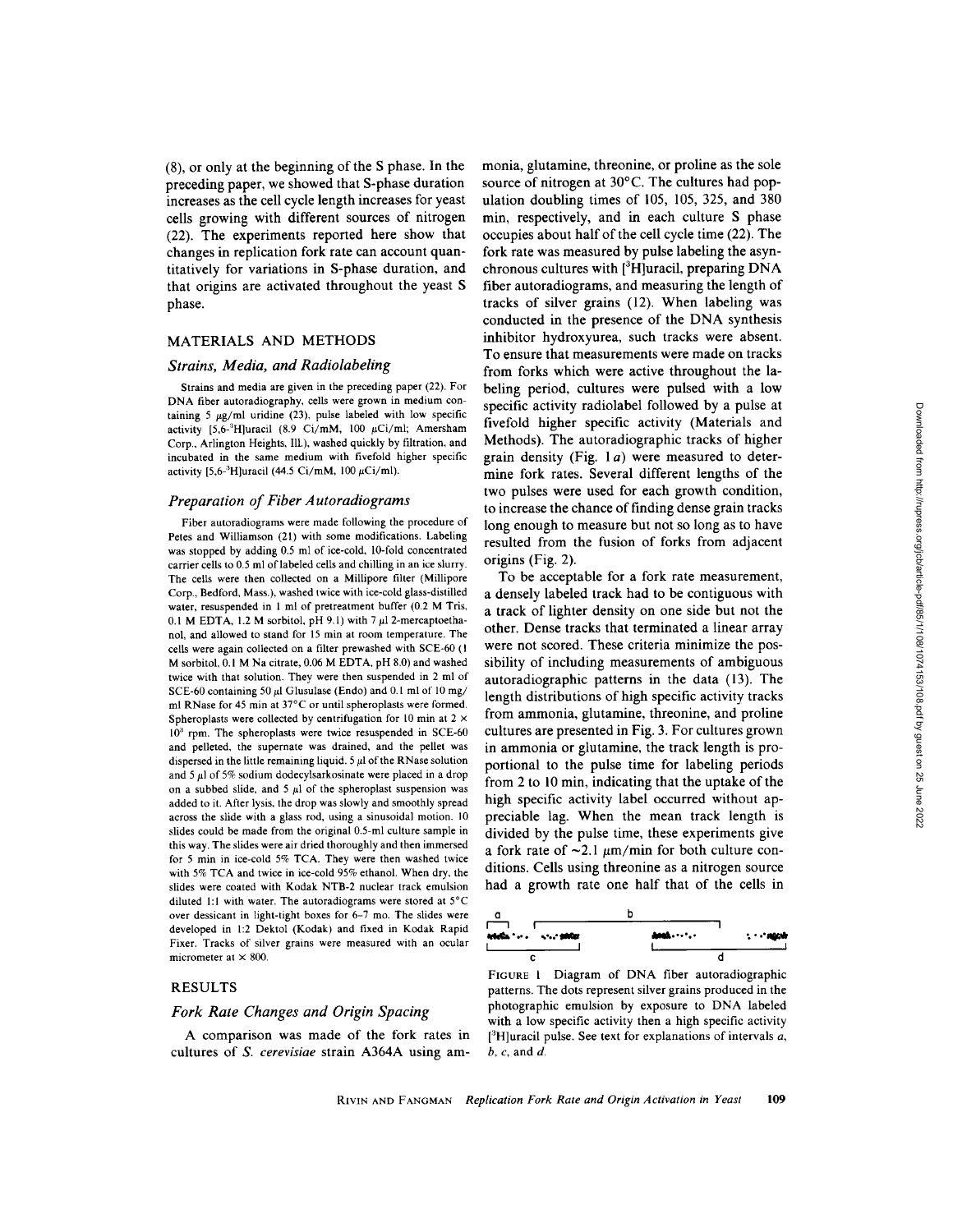(8), or only at the beginning of the S phase. In the preceding paper, we showed that S-phase duration increases as the cell cycle length increases for yeast cells growing with different sources of nitrogen (22). The experiments reported here show that changes in replication fork rate can account quantitatively for variations in S-phase duration, and that origins are activated throughout the yeast S phase.

## MATERIALS AND METHODS

### *Strains, Media, and Radiolabeling*

Strains and media are given in the preceding paper (22). For DNA fiber autoradiography, cells were grown in medium containing 5 μg/ml uridine (23), pulse labeled with low specific activity [5,6-$^3$H]uracil (8.9 Ci/mM, 100 μCi/ml; Amersham Corp., Arlington Heights, Ill.), washed quickly by filtration, and incubated in the same medium with fivefold higher specific activity [5,6-$^3$H]uracil (44.5 Ci/mM, 100 μCi/ml).

### *Preparation of Fiber Autoradiograms*

Fiber autoradiograms were made following the procedure of Petes and Williamson (21) with some modifications. Labeling was stopped by adding 0.5 ml of ice-cold, 10-fold concentrated carrier cells to 0.5 ml of labeled cells and chilling in an ice slurry. The cells were then collected on a Millipore filter (Millipore Corp., Bedford, Mass.), washed twice with ice-cold glass-distilled water, resuspended in 1 ml of pretreatment buffer (0.2 M Tris, 0.1 M EDTA, 1.2 M sorbitol, pH 9.1) with 7 μl 2-mercaptoethanol, and allowed to stand for 15 min at room temperature. The cells were again collected on a filter prewashed with SCE-60 (1 M sorbitol, 0.1 M Na citrate, 0.06 M EDTA, pH 8.0) and washed twice with that solution. They were then suspended in 2 ml of SCE-60 containing 50 μl Glusulase (Endo) and 0.1 ml of 10 mg/ml RNase for 45 min at 37°C or until spheroplasts were formed. Spheroplasts were collected by centrifugation for 10 min at $2 \times 10^3$ rpm. The spheroplasts were twice resuspended in SCE-60 and pelleted, the supernate was drained, and the pellet was dispersed in the little remaining liquid. 5 μl of the RNase solution and 5 μl of 5% sodium dodecylsarkosinate were placed in a drop on a subbed slide, and 5 μl of the spheroplast suspension was added to it. After lysis, the drop was slowly and smoothly spread across the slide with a glass rod, using a sinusoidal motion. 10 slides could be made from the original 0.5-ml culture sample in this way. The slides were air dried thoroughly and then immersed for 5 min in ice-cold 5% TCA. They were then washed twice with 5% TCA and twice in ice-cold 95% ethanol. When dry, the slides were coated with Kodak NTB-2 nuclear track emulsion diluted 1:1 with water. The autoradiograms were stored at 5°C over dessicant in light-tight boxes for 6–7 mo. The slides were developed in 1:2 Dektol (Kodak) and fixed in Kodak Rapid Fixer. Tracks of silver grains were measured with an ocular micrometer at × 800.

## RESULTS

### *Fork Rate Changes and Origin Spacing*

A comparison was made of the fork rates in cultures of *S. cerevisiae* strain A364A using ammonia, glutamine, threonine, or proline as the sole source of nitrogen at 30°C. The cultures had population doubling times of 105, 105, 325, and 380 min, respectively, and in each culture S phase occupies about half of the cell cycle time (22). The fork rate was measured by pulse labeling the asynchronous cultures with [$^3$H]uracil, preparing DNA fiber autoradiograms, and measuring the length of tracks of silver grains (12). When labeling was conducted in the presence of the DNA synthesis inhibitor hydroxyurea, such tracks were absent. To ensure that measurements were made on tracks from forks which were active throughout the labeling period, cultures were pulsed with a low specific activity radiolabel followed by a pulse at fivefold higher specific activity (Materials and Methods). The autoradiographic tracks of higher grain density (Fig. 1*a*) were measured to determine fork rates. Several different lengths of the two pulses were used for each growth condition, to increase the chance of finding dense grain tracks long enough to measure but not so long as to have resulted from the fusion of forks from adjacent origins (Fig. 2).

To be acceptable for a fork rate measurement, a densely labeled track had to be contiguous with a track of lighter density on one side but not the other. Dense tracks that terminated a linear array were not scored. These criteria minimize the possibility of including measurements of ambiguous autoradiographic patterns in the data (13). The length distributions of high specific activity tracks from ammonia, glutamine, threonine, and proline cultures are presented in Fig. 3. For cultures grown in ammonia or glutamine, the track length is proportional to the pulse time for labeling periods from 2 to 10 min, indicating that the uptake of the high specific activity label occurred without appreciable lag. When the mean track length is divided by the pulse time, these experiments give a fork rate of ~2.1 μm/min for both culture conditions. Cells using threonine as a nitrogen source had a growth rate one half that of the cells in

FIGURE 1 Diagram of DNA fiber autoradiographic patterns. The dots represent silver grains produced in the photographic emulsion by exposure to DNA labeled with a low specific activity then a high specific activity [$^3$H]uracil pulse. See text for explanations of intervals *a*, *b*, *c*, and *d*.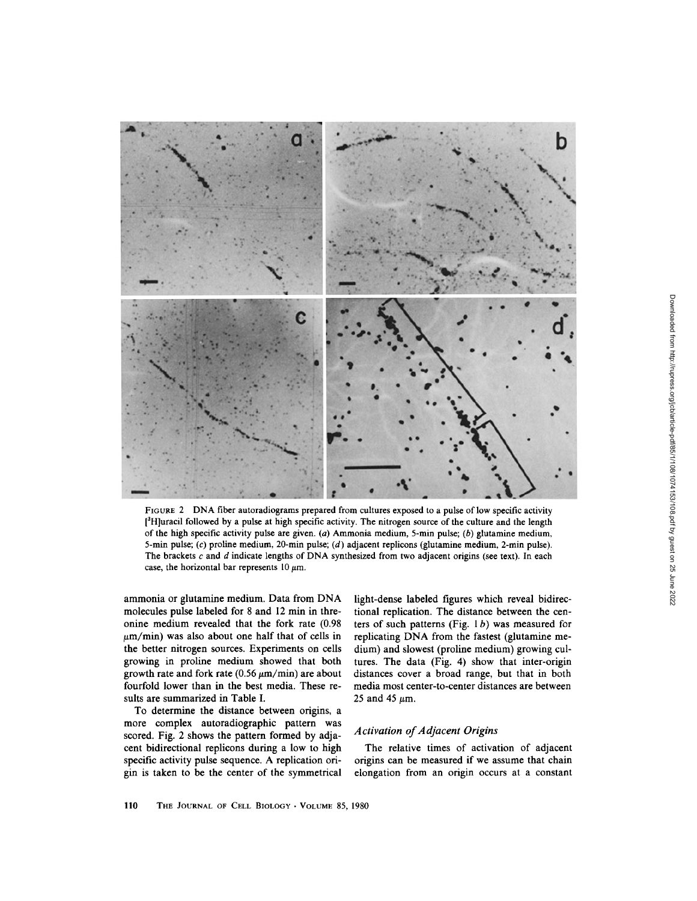FIGURE 2 DNA fiber autoradiograms prepared from cultures exposed to a pulse of low specific activity [$^3$H]uracil followed by a pulse at high specific activity. The nitrogen source of the culture and the length of the high specific activity pulse are given. (*a*) Ammonia medium, 5-min pulse; (*b*) glutamine medium, 5-min pulse; (*c*) proline medium, 20-min pulse; (*d*) adjacent replicons (glutamine medium, 2-min pulse). The brackets *c* and *d* indicate lengths of DNA synthesized from two adjacent origins (see text). In each case, the horizontal bar represents 10 μm.

ammonia or glutamine medium. Data from DNA molecules pulse labeled for 8 and 12 min in threonine medium revealed that the fork rate (0.98 μm/min) was also about one half that of cells in the better nitrogen sources. Experiments on cells growing in proline medium showed that both growth rate and fork rate (0.56 μm/min) are about fourfold lower than in the best media. These results are summarized in Table I.

To determine the distance between origins, a more complex autoradiographic pattern was scored. Fig. 2 shows the pattern formed by adjacent bidirectional replicons during a low to high specific activity pulse sequence. A replication origin is taken to be the center of the symmetrical light-dense labeled figures which reveal bidirectional replication. The distance between the centers of such patterns (Fig. 1*b*) was measured for replicating DNA from the fastest (glutamine medium) and slowest (proline medium) growing cultures. The data (Fig. 4) show that inter-origin distances cover a broad range, but that in both media most center-to-center distances are between 25 and 45 μm.

### *Activation of Adjacent Origins*

The relative times of activation of adjacent origins can be measured if we assume that chain elongation from an origin occurs at a constant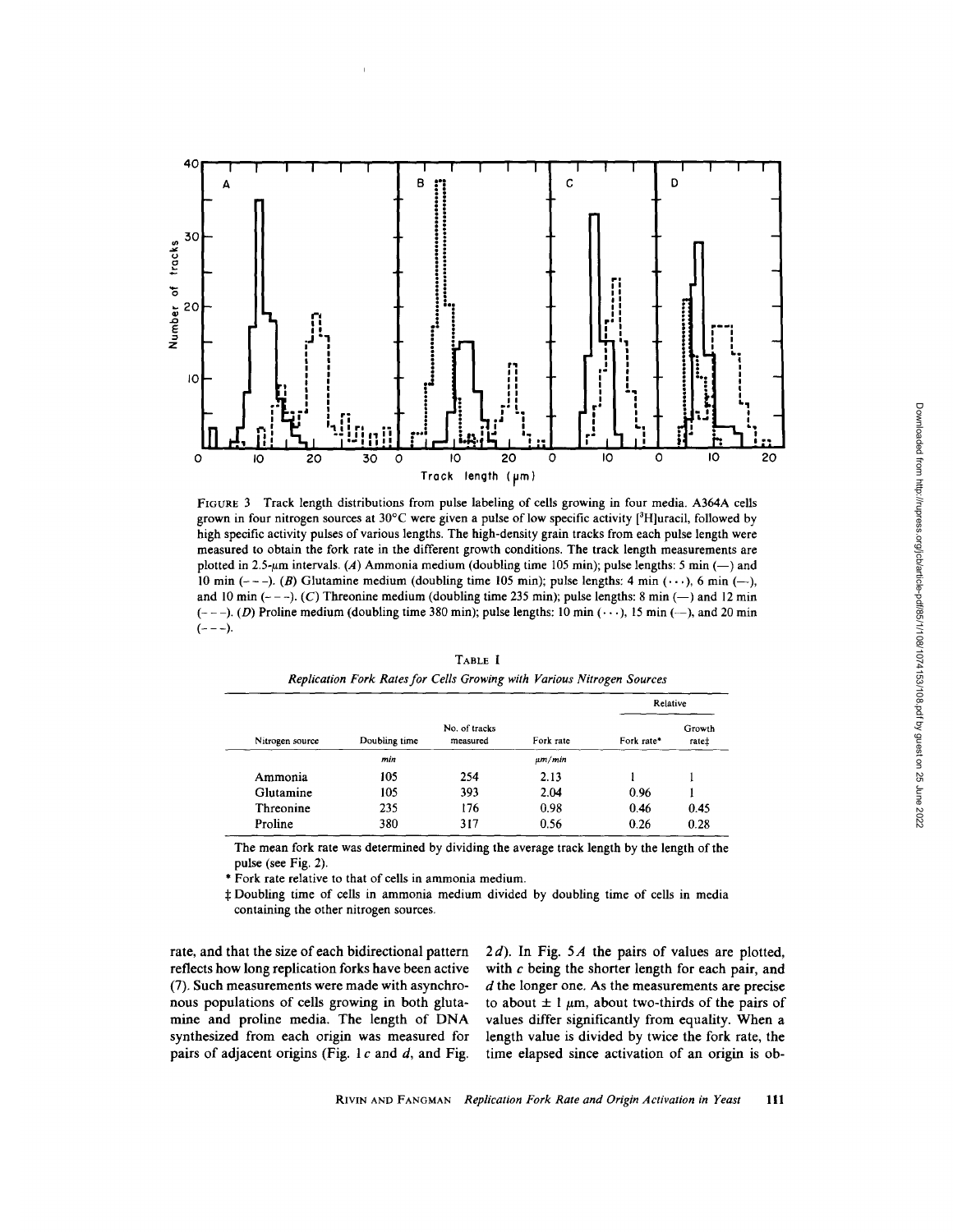FIGURE 3 Track length distributions from pulse labeling of cells growing in four media. A364A cells grown in four nitrogen sources at 30°C were given a pulse of low specific activity [$^3$H]uracil, followed by high specific activity pulses of various lengths. The high-density grain tracks from each pulse length were measured to obtain the fork rate in the different growth conditions. The track length measurements are plotted in 2.5-μm intervals. (*A*) Ammonia medium (doubling time 105 min); pulse lengths: 5 min (—) and 10 min (- - -). (*B*) Glutamine medium (doubling time 105 min); pulse lengths: 4 min (· · ·), 6 min (—), and 10 min (- - -). (*C*) Threonine medium (doubling time 235 min); pulse lengths: 8 min (—) and 12 min (- - -). (*D*) Proline medium (doubling time 380 min); pulse lengths: 10 min (· · ·), 15 min (—), and 20 min (- - -).

TABLE I

*Replication Fork Rates for Cells Growing with Various Nitrogen Sources*

| Nitrogen source | Doubling time | No. of tracks measured | Fork rate | Relative Fork rate* | Relative Growth rate‡ |
|---|---|---|---|---|---|
| | *min* | | *μm/min* | | |
| Ammonia | 105 | 254 | 2.13 | 1 | 1 |
| Glutamine | 105 | 393 | 2.04 | 0.96 | 1 |
| Threonine | 235 | 176 | 0.98 | 0.46 | 0.45 |
| Proline | 380 | 317 | 0.56 | 0.26 | 0.28 |

The mean fork rate was determined by dividing the average track length by the length of the pulse (see Fig. 2).

\* Fork rate relative to that of cells in ammonia medium.

‡ Doubling time of cells in ammonia medium divided by doubling time of cells in media containing the other nitrogen sources.

rate, and that the size of each bidirectional pattern reflects how long replication forks have been active (7). Such measurements were made with asynchronous populations of cells growing in both glutamine and proline media. The length of DNA synthesized from each origin was measured for pairs of adjacent origins (Fig. 1 *c* and *d*, and Fig. 2 *d*). In Fig. 5 *A* the pairs of values are plotted, with *c* being the shorter length for each pair, and *d* the longer one. As the measurements are precise to about ± 1 μm, about two-thirds of the pairs of values differ significantly from equality. When a length value is divided by twice the fork rate, the time elapsed since activation of an origin is ob-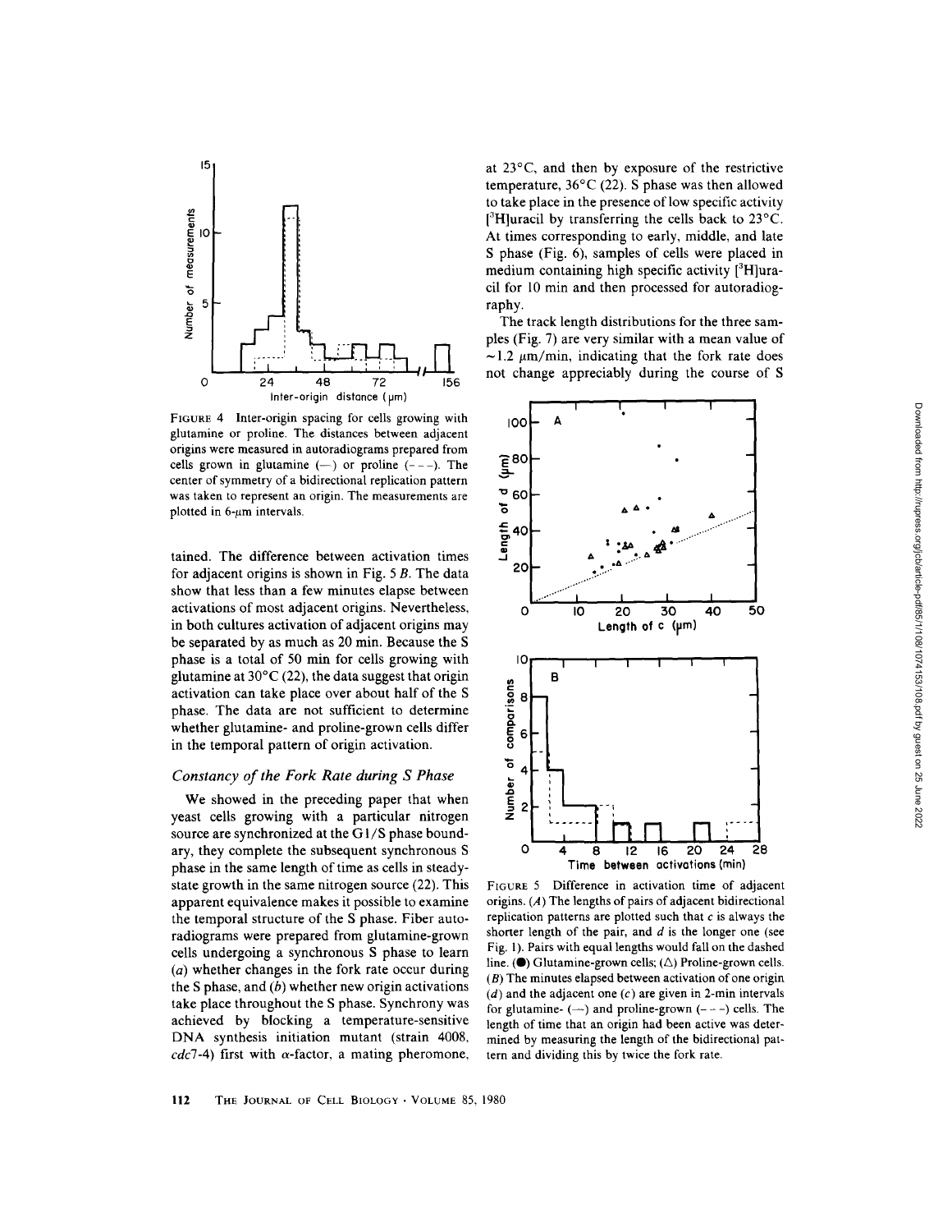FIGURE 4 Inter-origin spacing for cells growing with glutamine or proline. The distances between adjacent origins were measured in autoradiograms prepared from cells grown in glutamine (—) or proline (- - -). The center of symmetry of a bidirectional replication pattern was taken to represent an origin. The measurements are plotted in 6-μm intervals.

tained. The difference between activation times for adjacent origins is shown in Fig. 5 *B*. The data show that less than a few minutes elapse between activations of most adjacent origins. Nevertheless, in both cultures activation of adjacent origins may be separated by as much as 20 min. Because the S phase is a total of 50 min for cells growing with glutamine at 30°C (22), the data suggest that origin activation can take place over about half of the S phase. The data are not sufficient to determine whether glutamine- and proline-grown cells differ in the temporal pattern of origin activation.

### *Constancy of the Fork Rate during S Phase*

We showed in the preceding paper that when yeast cells growing with a particular nitrogen source are synchronized at the G1/S phase boundary, they complete the subsequent synchronous S phase in the same length of time as cells in steady-state growth in the same nitrogen source (22). This apparent equivalence makes it possible to examine the temporal structure of the S phase. Fiber autoradiograms were prepared from glutamine-grown cells undergoing a synchronous S phase to learn (*a*) whether changes in the fork rate occur during the S phase, and (*b*) whether new origin activations take place throughout the S phase. Synchrony was achieved by blocking a temperature-sensitive DNA synthesis initiation mutant (strain 4008, *cdc7-4*) first with α-factor, a mating pheromone, at 23°C, and then by exposure of the restrictive temperature, 36°C (22). S phase was then allowed to take place in the presence of low specific activity [$^3$H]uracil by transferring the cells back to 23°C. At times corresponding to early, middle, and late S phase (Fig. 6), samples of cells were placed in medium containing high specific activity [$^3$H]uracil for 10 min and then processed for autoradiography.

The track length distributions for the three samples (Fig. 7) are very similar with a mean value of ~1.2 μm/min, indicating that the fork rate does not change appreciably during the course of S

FIGURE 5 Difference in activation time of adjacent origins. (*A*) The lengths of pairs of adjacent bidirectional replication patterns are plotted such that *c* is always the shorter length of the pair, and *d* is the longer one (see Fig. 1). Pairs with equal lengths would fall on the dashed line. (●) Glutamine-grown cells; (△) Proline-grown cells. (*B*) The minutes elapsed between activation of one origin (*d*) and the adjacent one (*c*) are given in 2-min intervals for glutamine- (—) and proline-grown (- - -) cells. The length of time that an origin had been active was determined by measuring the length of the bidirectional pattern and dividing this by twice the fork rate.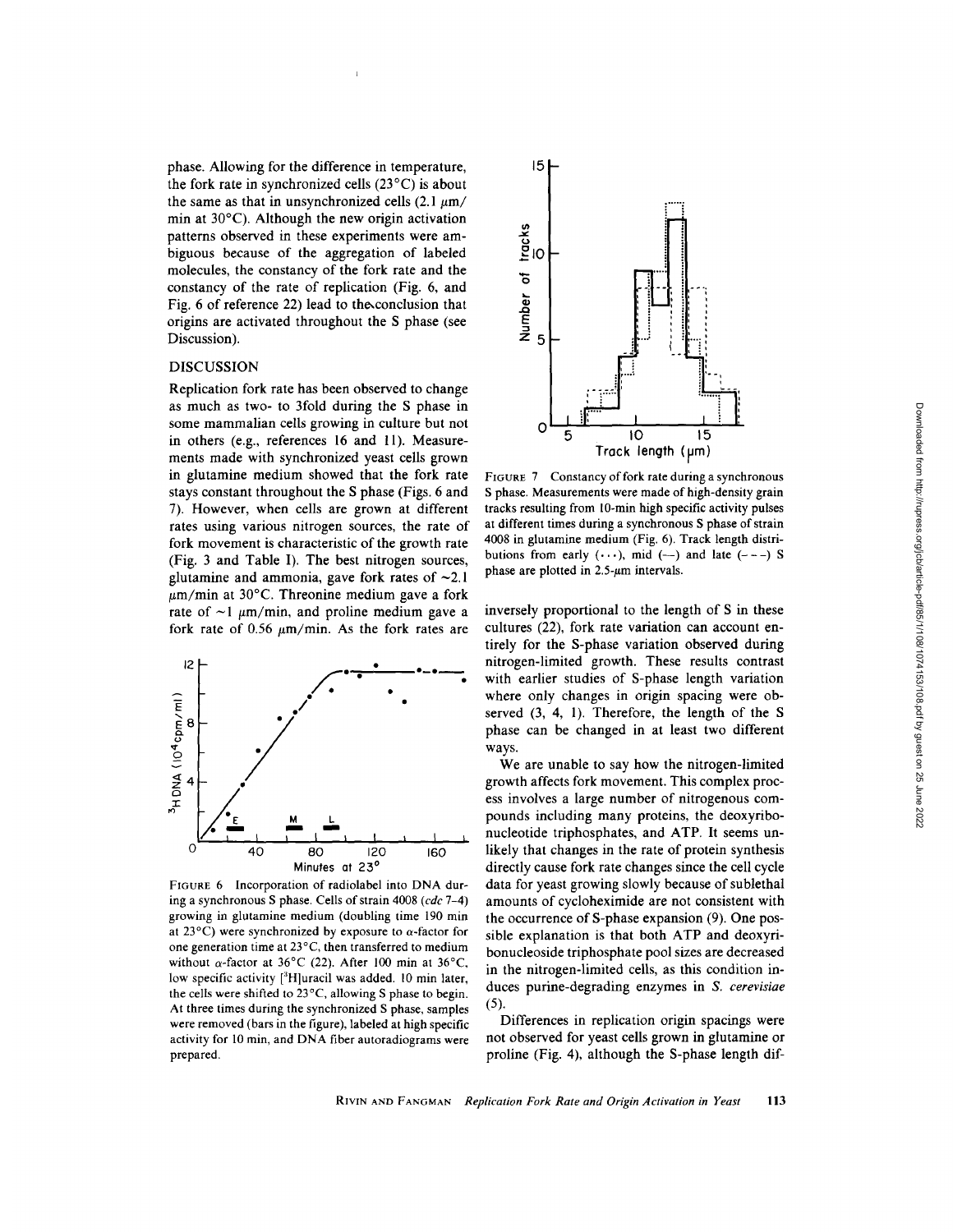phase. Allowing for the difference in temperature, the fork rate in synchronized cells (23°C) is about the same as that in unsynchronized cells (2.1 μm/min at 30°C). Although the new origin activation patterns observed in these experiments were ambiguous because of the aggregation of labeled molecules, the constancy of the fork rate and the constancy of the rate of replication (Fig. 6, and Fig. 6 of reference 22) lead to the conclusion that origins are activated throughout the S phase (see Discussion).

## DISCUSSION

Replication fork rate has been observed to change as much as two- to 3fold during the S phase in some mammalian cells growing in culture but not in others (e.g., references 16 and 11). Measurements made with synchronized yeast cells grown in glutamine medium showed that the fork rate stays constant throughout the S phase (Figs. 6 and 7). However, when cells are grown at different rates using various nitrogen sources, the rate of fork movement is characteristic of the growth rate (Fig. 3 and Table I). The best nitrogen sources, glutamine and ammonia, gave fork rates of ~2.1 μm/min at 30°C. Threonine medium gave a fork rate of ~1 μm/min, and proline medium gave a fork rate of 0.56 μm/min. As the fork rates are inversely proportional to the length of S in these cultures (22), fork rate variation can account entirely for the S-phase variation observed during nitrogen-limited growth. These results contrast with earlier studies of S-phase length variation where only changes in origin spacing were observed (3, 4, 1). Therefore, the length of the S phase can be changed in at least two different ways.

FIGURE 6 Incorporation of radiolabel into DNA during a synchronous S phase. Cells of strain 4008 (*cdc* 7–4) growing in glutamine medium (doubling time 190 min at 23°C) were synchronized by exposure to α-factor for one generation time at 23°C, then transferred to medium without α-factor at 36°C (22). After 100 min at 36°C, low specific activity [$^3$H]uracil was added. 10 min later, the cells were shifted to 23°C, allowing S phase to begin. At three times during the synchronized S phase, samples were removed (bars in the figure), labeled at high specific activity for 10 min, and DNA fiber autoradiograms were prepared.

FIGURE 7 Constancy of fork rate during a synchronous S phase. Measurements were made of high-density grain tracks resulting from 10-min high specific activity pulses at different times during a synchronous S phase of strain 4008 in glutamine medium (Fig. 6). Track length distributions from early (···), mid (—) and late (- - -) S phase are plotted in 2.5-μm intervals.

We are unable to say how the nitrogen-limited growth affects fork movement. This complex process involves a large number of nitrogenous compounds including many proteins, the deoxyribonucleotide triphosphates, and ATP. It seems unlikely that changes in the rate of protein synthesis directly cause fork rate changes since the cell cycle data for yeast growing slowly because of sublethal amounts of cycloheximide are not consistent with the occurrence of S-phase expansion (9). One possible explanation is that both ATP and deoxyribonucleoside triphosphate pool sizes are decreased in the nitrogen-limited cells, as this condition induces purine-degrading enzymes in *S. cerevisiae* (5).

Differences in replication origin spacings were not observed for yeast cells grown in glutamine or proline (Fig. 4), although the S-phase length dif-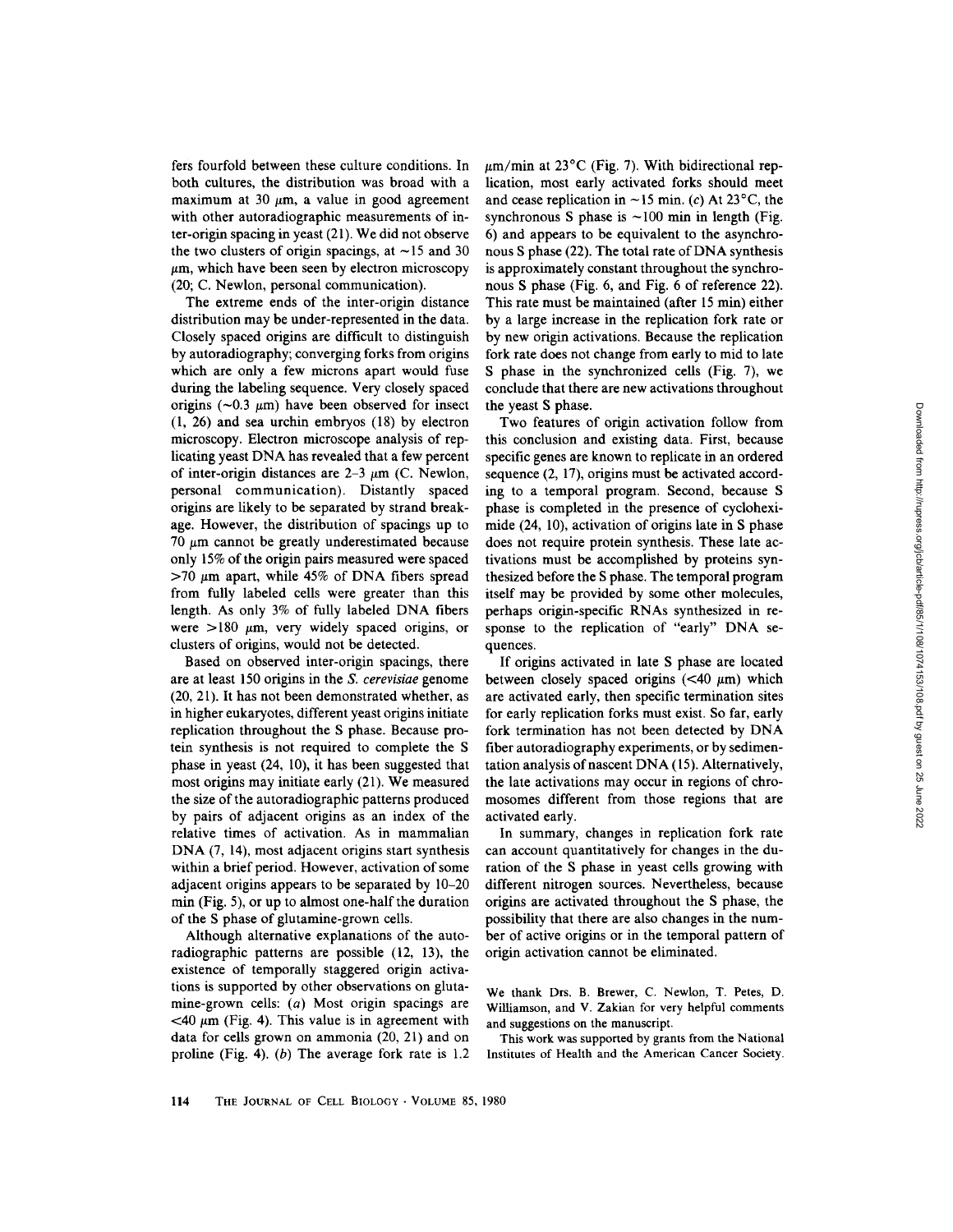fers fourfold between these culture conditions. In both cultures, the distribution was broad with a maximum at 30 μm, a value in good agreement with other autoradiographic measurements of inter-origin spacing in yeast (21). We did not observe the two clusters of origin spacings, at ~15 and 30 μm, which have been seen by electron microscopy (20; C. Newlon, personal communication).

The extreme ends of the inter-origin distance distribution may be under-represented in the data. Closely spaced origins are difficult to distinguish by autoradiography; converging forks from origins which are only a few microns apart would fuse during the labeling sequence. Very closely spaced origins (~0.3 μm) have been observed for insect (1, 26) and sea urchin embryos (18) by electron microscopy. Electron microscope analysis of replicating yeast DNA has revealed that a few percent of inter-origin distances are 2–3 μm (C. Newlon, personal communication). Distantly spaced origins are likely to be separated by strand breakage. However, the distribution of spacings up to 70 μm cannot be greatly underestimated because only 15% of the origin pairs measured were spaced >70 μm apart, while 45% of DNA fibers spread from fully labeled cells were greater than this length. As only 3% of fully labeled DNA fibers were >180 μm, very widely spaced origins, or clusters of origins, would not be detected.

Based on observed inter-origin spacings, there are at least 150 origins in the *S. cerevisiae* genome (20, 21). It has not been demonstrated whether, as in higher eukaryotes, different yeast origins initiate replication throughout the S phase. Because protein synthesis is not required to complete the S phase in yeast (24, 10), it has been suggested that most origins may initiate early (21). We measured the size of the autoradiographic patterns produced by pairs of adjacent origins as an index of the relative times of activation. As in mammalian DNA (7, 14), most adjacent origins start synthesis within a brief period. However, activation of some adjacent origins appears to be separated by 10–20 min (Fig. 5), or up to almost one-half the duration of the S phase of glutamine-grown cells.

Although alternative explanations of the autoradiographic patterns are possible (12, 13), the existence of temporally staggered origin activations is supported by other observations on glutamine-grown cells: (*a*) Most origin spacings are <40 μm (Fig. 4). This value is in agreement with data for cells grown on ammonia (20, 21) and on proline (Fig. 4). (*b*) The average fork rate is 1.2 μm/min at 23°C (Fig. 7). With bidirectional replication, most early activated forks should meet and cease replication in ~15 min. (*c*) At 23°C, the synchronous S phase is ~100 min in length (Fig. 6) and appears to be equivalent to the asynchronous S phase (22). The total rate of DNA synthesis is approximately constant throughout the synchronous S phase (Fig. 6, and Fig. 6 of reference 22). This rate must be maintained (after 15 min) either by a large increase in the replication fork rate or by new origin activations. Because the replication fork rate does not change from early to mid to late S phase in the synchronized cells (Fig. 7), we conclude that there are new activations throughout the yeast S phase.

Two features of origin activation follow from this conclusion and existing data. First, because specific genes are known to replicate in an ordered sequence (2, 17), origins must be activated according to a temporal program. Second, because S phase is completed in the presence of cycloheximide (24, 10), activation of origins late in S phase does not require protein synthesis. These late activations must be accomplished by proteins synthesized before the S phase. The temporal program itself may be provided by some other molecules, perhaps origin-specific RNAs synthesized in response to the replication of "early" DNA sequences.

If origins activated in late S phase are located between closely spaced origins (<40 μm) which are activated early, then specific termination sites for early replication forks must exist. So far, early fork termination has not been detected by DNA fiber autoradiography experiments, or by sedimentation analysis of nascent DNA (15). Alternatively, the late activations may occur in regions of chromosomes different from those regions that are activated early.

In summary, changes in replication fork rate can account quantitatively for changes in the duration of the S phase in yeast cells growing with different nitrogen sources. Nevertheless, because origins are activated throughout the S phase, the possibility that there are also changes in the number of active origins or in the temporal pattern of origin activation cannot be eliminated.

We thank Drs. B. Brewer, C. Newlon, T. Petes, D. Williamson, and V. Zakian for very helpful comments and suggestions on the manuscript.

This work was supported by grants from the National Institutes of Health and the American Cancer Society.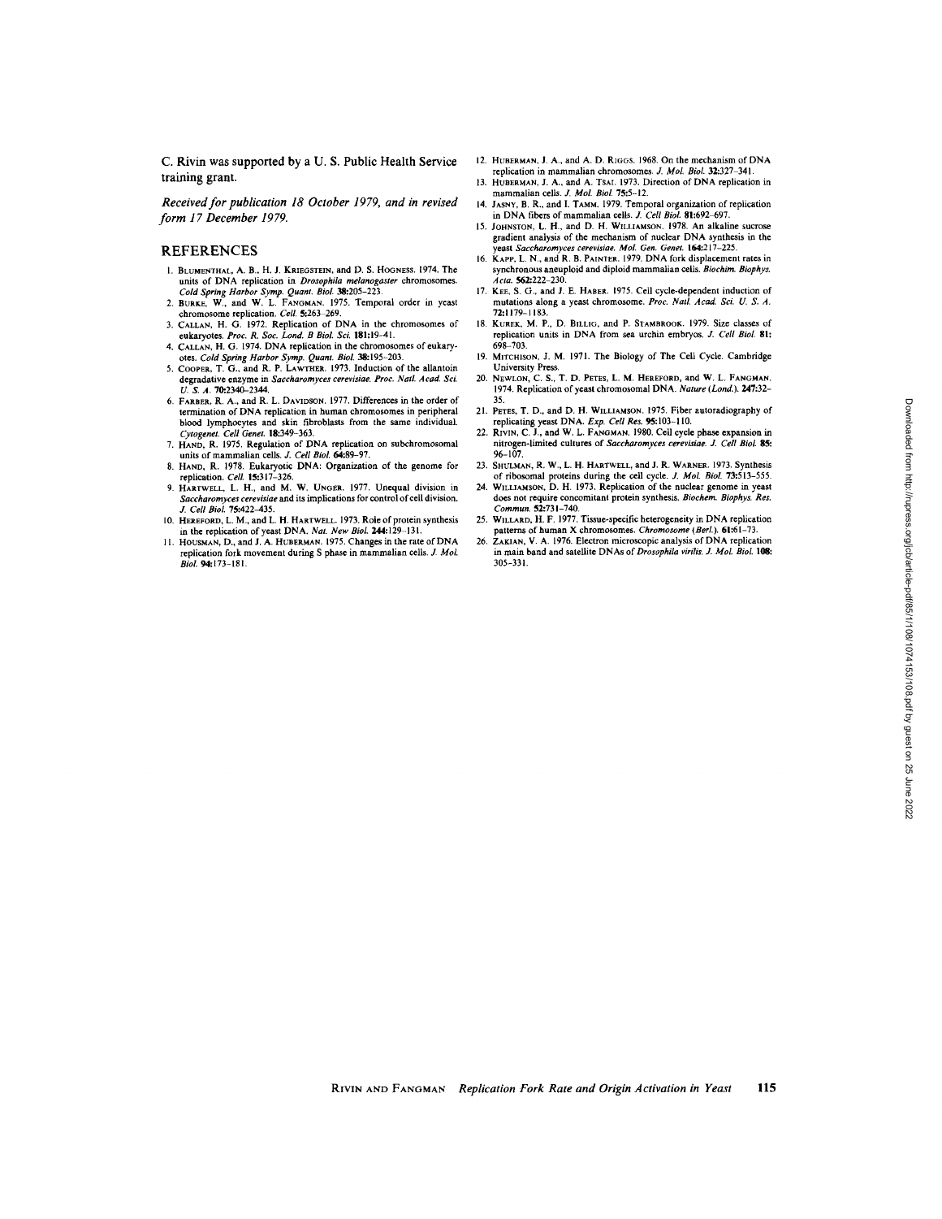C. Rivin was supported by a U. S. Public Health Service training grant.

*Received for publication 18 October 1979, and in revised form 17 December 1979.*

## REFERENCES

1. Blumenthal, A. B., H. J. Kriegstein, and D. S. Hogness. 1974. The units of DNA replication in *Drosophila melanogaster* chromosomes. *Cold Spring Harbor Symp. Quant. Biol.* 38:205–223.
2. Burke, W., and W. L. Fangman. 1975. Temporal order in yeast chromosome replication. *Cell.* 5:263–269.
3. Callan, H. G. 1972. Replication of DNA in the chromosomes of eukaryotes. *Proc. R. Soc. Lond. B Biol. Sci.* 181:19–41.
4. Callan, H. G. 1974. DNA replication in the chromosomes of eukaryotes. *Cold Spring Harbor Symp. Quant. Biol.* 38:195–203.
5. Cooper, T. G., and R. P. Lawther. 1973. Induction of the allantoin degradative enzyme in *Saccharomyces cerevisiae*. *Proc. Natl. Acad. Sci. U. S. A.* 70:2340–2344.
6. Farber, R. A., and R. L. Davidson. 1977. Differences in the order of termination of DNA replication in human chromosomes in peripheral blood lymphocytes and skin fibroblasts from the same individual. *Cytogenet. Cell Genet.* 18:349–363.
7. Hand, R. 1975. Regulation of DNA replication on subchromosomal units of mammalian cells. *J. Cell Biol.* 64:89–97.
8. Hand, R. 1978. Eukaryotic DNA: Organization of the genome for replication. *Cell.* 15:317–326.
9. Hartwell, L. H., and M. W. Unger. 1977. Unequal division in *Saccharomyces cerevisiae* and its implications for control of cell division. *J. Cell Biol.* 75:422–435.
10. Hereford, L. M., and L. H. Hartwell. 1973. Role of protein synthesis in the replication of yeast DNA. *Nat. New Biol.* 244:129–131.
11. Housman, D., and J. A. Huberman. 1975. Changes in the rate of DNA replication fork movement during S phase in mammalian cells. *J. Mol. Biol.* 94:173–181.
12. Huberman, J. A., and A. D. Riggs. 1968. On the mechanism of DNA replication in mammalian chromosomes. *J. Mol. Biol.* 32:327–341.
13. Huberman, J. A., and A. Tsai. 1973. Direction of DNA replication in mammalian cells. *J. Mol. Biol.* 75:5–12.
14. Jasny, B. R., and I. Tamm. 1979. Temporal organization of replication in DNA fibers of mammalian cells. *J. Cell Biol.* 81:692–697.
15. Johnston, L. H., and D. H. Williamson. 1978. An alkaline sucrose gradient analysis of the mechanism of nuclear DNA synthesis in the yeast *Saccharomyces cerevisiae*. *Mol. Gen. Genet.* 164:217–225.
16. Kapp, L. N., and R. B. Painter. 1979. DNA fork displacement rates in synchronous aneuploid and diploid mammalian cells. *Biochim. Biophys. Acta.* 562:222–230.
17. Kee, S. G., and J. E. Haber. 1975. Cell cycle-dependent induction of mutations along a yeast chromosome. *Proc. Natl. Acad. Sci. U. S. A.* 72:1179–1183.
18. Kurek, M. P., D. Billig, and P. Stambrook. 1979. Size classes of replication units in DNA from sea urchin embryos. *J. Cell Biol.* 81: 698–703.
19. Mitchison, J. M. 1971. The Biology of The Cell Cycle. Cambridge University Press.
20. Newlon, C. S., T. D. Petes, L. M. Hereford, and W. L. Fangman. 1974. Replication of yeast chromosomal DNA. *Nature (Lond.).* 247:32–35.
21. Petes, T. D., and D. H. Williamson. 1975. Fiber autoradiography of replicating yeast DNA. *Exp. Cell Res.* 95:103–110.
22. Rivin, C. J., and W. L. Fangman. 1980. Cell cycle phase expansion in nitrogen-limited cultures of *Saccharomyces cerevisiae*. *J. Cell Biol.* 85: 96–107.
23. Shulman, R. W., L. H. Hartwell, and J. R. Warner. 1973. Synthesis of ribosomal proteins during the cell cycle. *J. Mol. Biol.* 73:513–555.
24. Williamson, D. H. 1973. Replication of the nuclear genome in yeast does not require concomitant protein synthesis. *Biochem. Biophys. Res. Commun.* 52:731–740.
25. Willard, H. F. 1977. Tissue-specific heterogeneity in DNA replication patterns of human X chromosomes. *Chromosome (Berl.).* 61:61–73.
26. Zakian, V. A. 1976. Electron microscopic analysis of DNA replication in main band and satellite DNAs of *Drosophila virilis*. *J. Mol. Biol.* 108: 305–331.